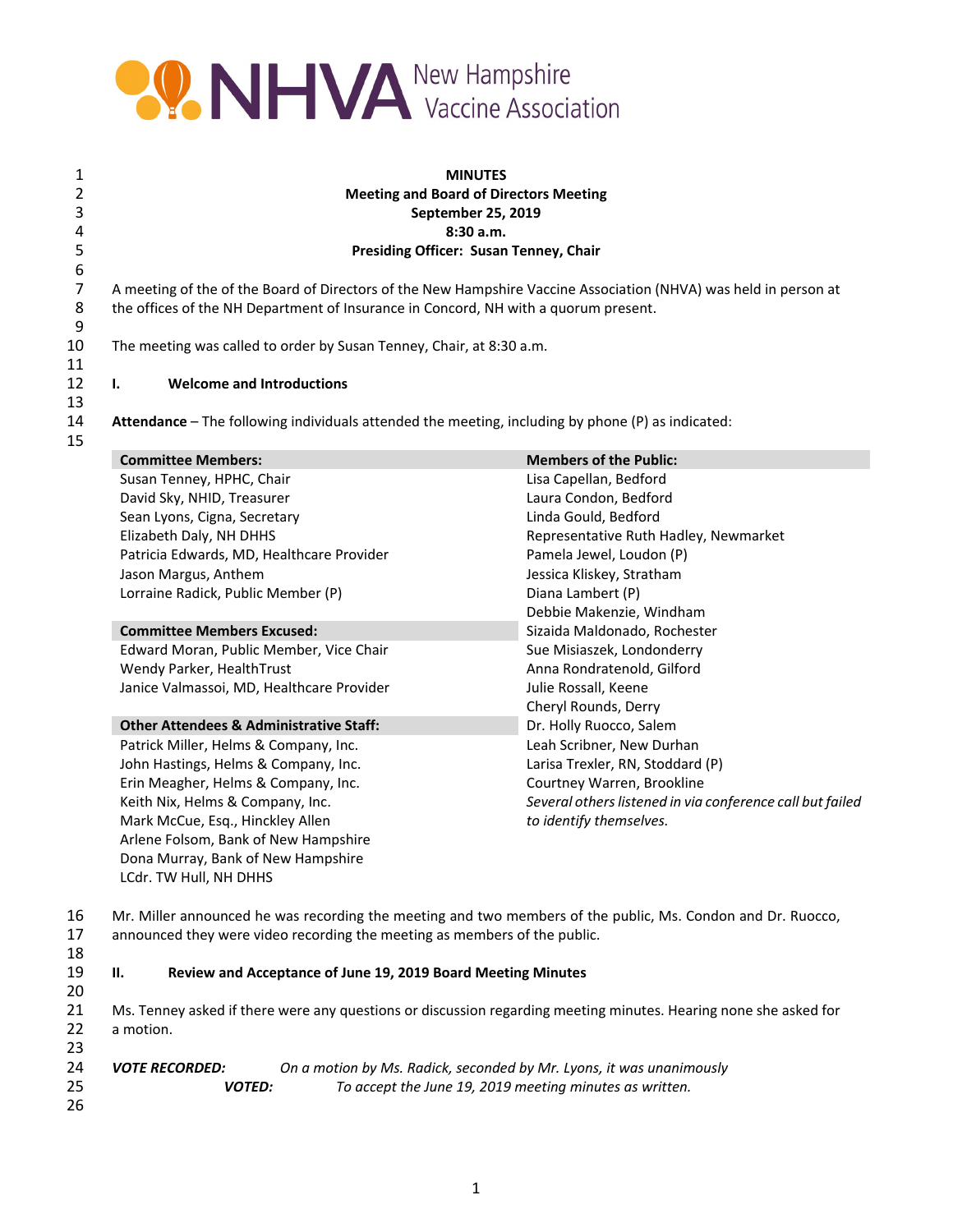NHVA New Hampshire Vaccine Association

**MINUTES**
**Meeting and Board of Directors Meeting**
**September 25, 2019**
**8:30 a.m.**
**Presiding Officer: Susan Tenney, Chair**

A meeting of the of the Board of Directors of the New Hampshire Vaccine Association (NHVA) was held in person at the offices of the NH Department of Insurance in Concord, NH with a quorum present.

The meeting was called to order by Susan Tenney, Chair, at 8:30 a.m.

## I. Welcome and Introductions

**Attendance** – The following individuals attended the meeting, including by phone (P) as indicated:

| **Committee Members:** | **Members of the Public:** |
|---|---|
| Susan Tenney, HPHC, Chair | Lisa Capellan, Bedford |
| David Sky, NHID, Treasurer | Laura Condon, Bedford |
| Sean Lyons, Cigna, Secretary | Linda Gould, Bedford |
| Elizabeth Daly, NH DHHS | Representative Ruth Hadley, Newmarket |
| Patricia Edwards, MD, Healthcare Provider | Pamela Jewel, Loudon (P) |
| Jason Margus, Anthem | Jessica Kliskey, Stratham |
| Lorraine Radick, Public Member (P) | Diana Lambert (P) |
| | Debbie Makenzie, Windham |
| **Committee Members Excused:** | Sizaida Maldonado, Rochester |
| Edward Moran, Public Member, Vice Chair | Sue Misiaszek, Londonderry |
| Wendy Parker, HealthTrust | Anna Rondratenold, Gilford |
| Janice Valmassoi, MD, Healthcare Provider | Julie Rossall, Keene |
| | Cheryl Rounds, Derry |
| **Other Attendees & Administrative Staff:** | Dr. Holly Ruocco, Salem |
| Patrick Miller, Helms & Company, Inc. | Leah Scribner, New Durhan |
| John Hastings, Helms & Company, Inc. | Larisa Trexler, RN, Stoddard (P) |
| Erin Meagher, Helms & Company, Inc. | Courtney Warren, Brookline |
| Keith Nix, Helms & Company, Inc. | *Several others listened in via conference call but failed to identify themselves.* |
| Mark McCue, Esq., Hinckley Allen | |
| Arlene Folsom, Bank of New Hampshire | |
| Dona Murray, Bank of New Hampshire | |
| LCdr. TW Hull, NH DHHS | |

Mr. Miller announced he was recording the meeting and two members of the public, Ms. Condon and Dr. Ruocco, announced they were video recording the meeting as members of the public.

## II. Review and Acceptance of June 19, 2019 Board Meeting Minutes

Ms. Tenney asked if there were any questions or discussion regarding meeting minutes. Hearing none she asked for a motion.

***VOTE RECORDED:*** *On a motion by Ms. Radick, seconded by Mr. Lyons, it was unanimously*
***VOTED:*** *To accept the June 19, 2019 meeting minutes as written.*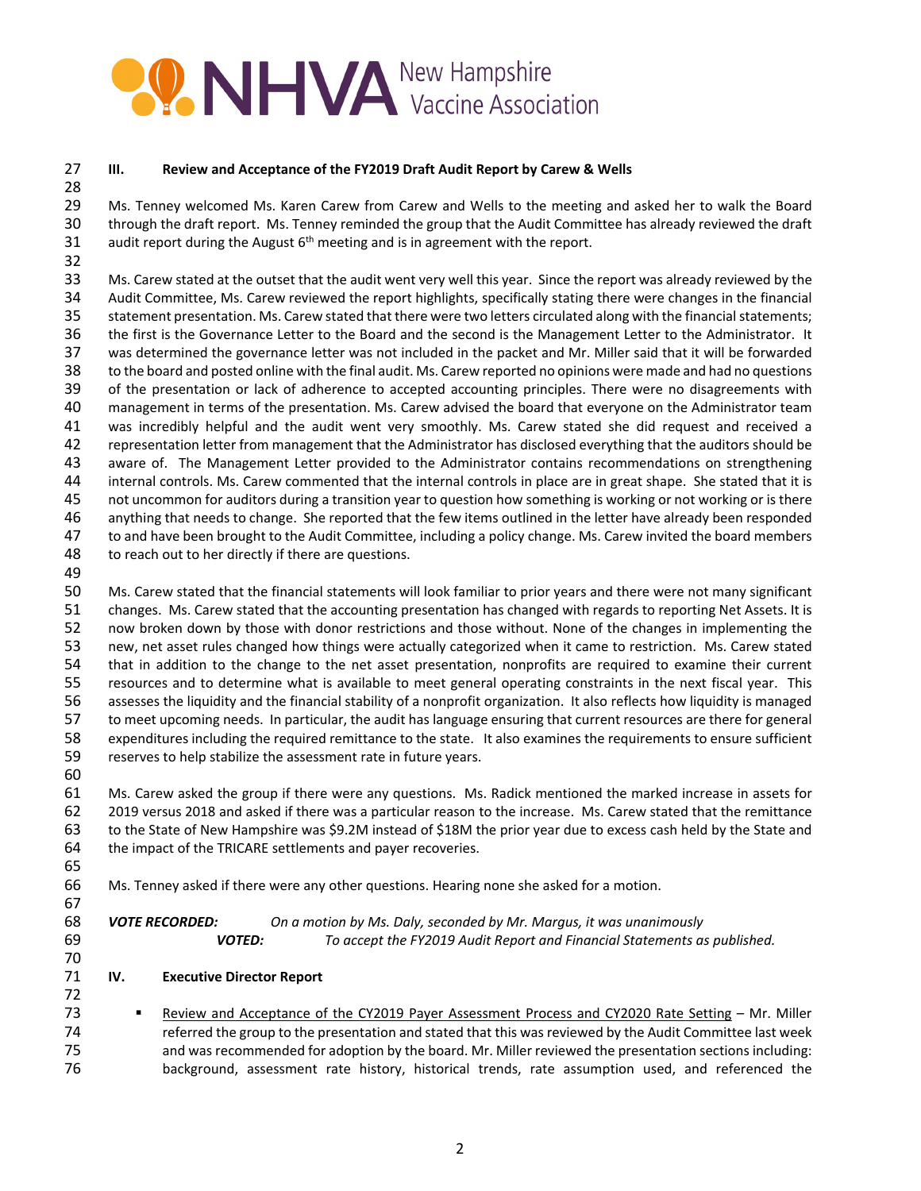### III. Review and Acceptance of the FY2019 Draft Audit Report by Carew & Wells

Ms. Tenney welcomed Ms. Karen Carew from Carew and Wells to the meeting and asked her to walk the Board through the draft report. Ms. Tenney reminded the group that the Audit Committee has already reviewed the draft audit report during the August 6th meeting and is in agreement with the report.

Ms. Carew stated at the outset that the audit went very well this year. Since the report was already reviewed by the Audit Committee, Ms. Carew reviewed the report highlights, specifically stating there were changes in the financial statement presentation. Ms. Carew stated that there were two letters circulated along with the financial statements; the first is the Governance Letter to the Board and the second is the Management Letter to the Administrator. It was determined the governance letter was not included in the packet and Mr. Miller said that it will be forwarded to the board and posted online with the final audit. Ms. Carew reported no opinions were made and had no questions of the presentation or lack of adherence to accepted accounting principles. There were no disagreements with management in terms of the presentation. Ms. Carew advised the board that everyone on the Administrator team was incredibly helpful and the audit went very smoothly. Ms. Carew stated she did request and received a representation letter from management that the Administrator has disclosed everything that the auditors should be aware of. The Management Letter provided to the Administrator contains recommendations on strengthening internal controls. Ms. Carew commented that the internal controls in place are in great shape. She stated that it is not uncommon for auditors during a transition year to question how something is working or not working or is there anything that needs to change. She reported that the few items outlined in the letter have already been responded to and have been brought to the Audit Committee, including a policy change. Ms. Carew invited the board members to reach out to her directly if there are questions.

Ms. Carew stated that the financial statements will look familiar to prior years and there were not many significant changes. Ms. Carew stated that the accounting presentation has changed with regards to reporting Net Assets. It is now broken down by those with donor restrictions and those without. None of the changes in implementing the new, net asset rules changed how things were actually categorized when it came to restriction. Ms. Carew stated that in addition to the change to the net asset presentation, nonprofits are required to examine their current resources and to determine what is available to meet general operating constraints in the next fiscal year. This assesses the liquidity and the financial stability of a nonprofit organization. It also reflects how liquidity is managed to meet upcoming needs. In particular, the audit has language ensuring that current resources are there for general expenditures including the required remittance to the state. It also examines the requirements to ensure sufficient reserves to help stabilize the assessment rate in future years.

Ms. Carew asked the group if there were any questions. Ms. Radick mentioned the marked increase in assets for 2019 versus 2018 and asked if there was a particular reason to the increase. Ms. Carew stated that the remittance to the State of New Hampshire was $9.2M instead of $18M the prior year due to excess cash held by the State and the impact of the TRICARE settlements and payer recoveries.

Ms. Tenney asked if there were any other questions. Hearing none she asked for a motion.

***VOTE RECORDED:*** *On a motion by Ms. Daly, seconded by Mr. Margus, it was unanimously*
***VOTED:*** *To accept the FY2019 Audit Report and Financial Statements as published.*

### IV. Executive Director Report

- Review and Acceptance of the CY2019 Payer Assessment Process and CY2020 Rate Setting – Mr. Miller referred the group to the presentation and stated that this was reviewed by the Audit Committee last week and was recommended for adoption by the board. Mr. Miller reviewed the presentation sections including: background, assessment rate history, historical trends, rate assumption used, and referenced the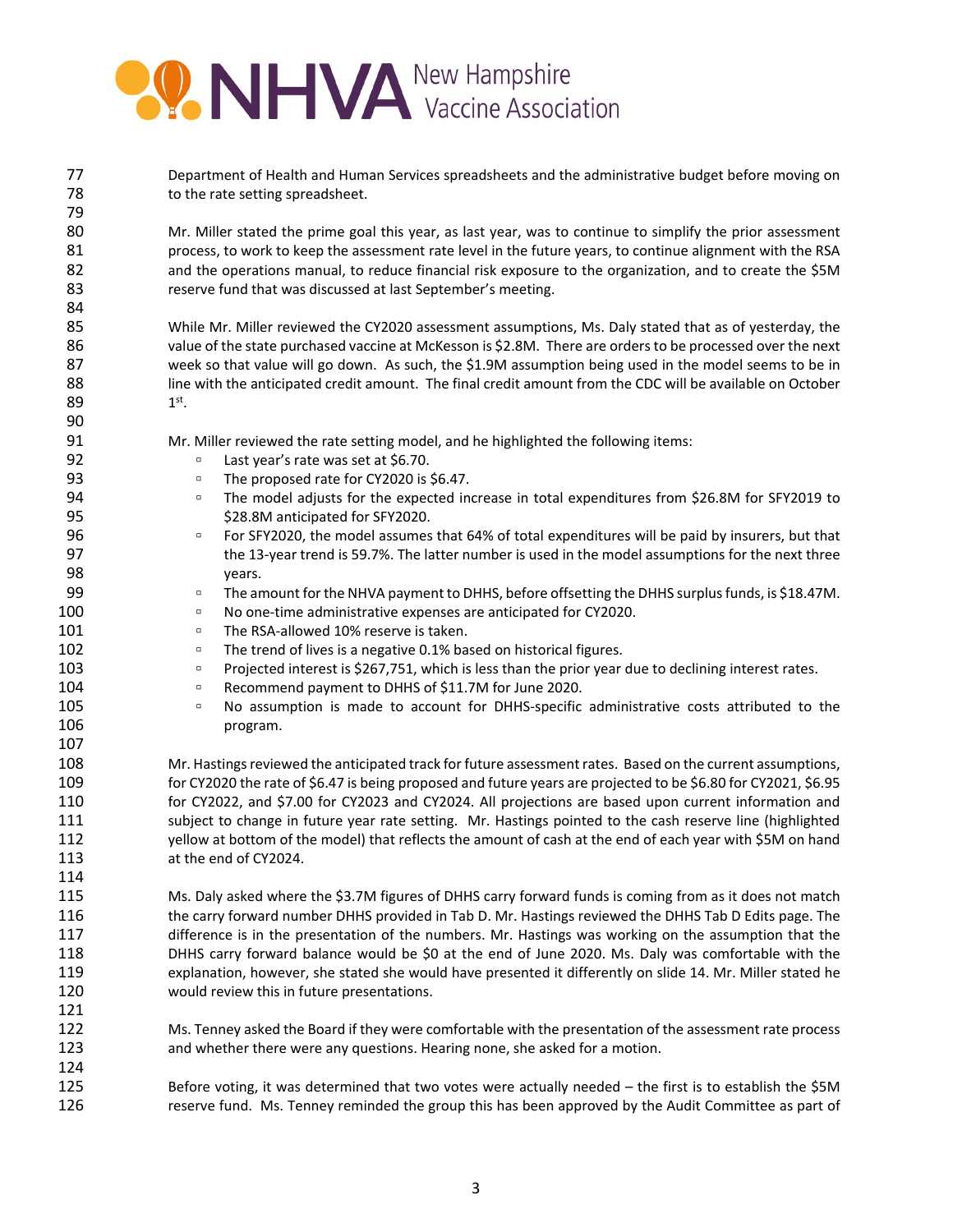Department of Health and Human Services spreadsheets and the administrative budget before moving on to the rate setting spreadsheet.

Mr. Miller stated the prime goal this year, as last year, was to continue to simplify the prior assessment process, to work to keep the assessment rate level in the future years, to continue alignment with the RSA and the operations manual, to reduce financial risk exposure to the organization, and to create the $5M reserve fund that was discussed at last September's meeting.

While Mr. Miller reviewed the CY2020 assessment assumptions, Ms. Daly stated that as of yesterday, the value of the state purchased vaccine at McKesson is $2.8M. There are orders to be processed over the next week so that value will go down. As such, the $1.9M assumption being used in the model seems to be in line with the anticipated credit amount. The final credit amount from the CDC will be available on October 1st.

Mr. Miller reviewed the rate setting model, and he highlighted the following items:

- Last year's rate was set at $6.70.
- The proposed rate for CY2020 is $6.47.
- The model adjusts for the expected increase in total expenditures from $26.8M for SFY2019 to $28.8M anticipated for SFY2020.
- For SFY2020, the model assumes that 64% of total expenditures will be paid by insurers, but that the 13-year trend is 59.7%. The latter number is used in the model assumptions for the next three years.
- The amount for the NHVA payment to DHHS, before offsetting the DHHS surplus funds, is $18.47M.
- No one-time administrative expenses are anticipated for CY2020.
- The RSA-allowed 10% reserve is taken.
- The trend of lives is a negative 0.1% based on historical figures.
- Projected interest is $267,751, which is less than the prior year due to declining interest rates.
- Recommend payment to DHHS of $11.7M for June 2020.
- No assumption is made to account for DHHS-specific administrative costs attributed to the program.

Mr. Hastings reviewed the anticipated track for future assessment rates. Based on the current assumptions, for CY2020 the rate of $6.47 is being proposed and future years are projected to be $6.80 for CY2021, $6.95 for CY2022, and $7.00 for CY2023 and CY2024. All projections are based upon current information and subject to change in future year rate setting. Mr. Hastings pointed to the cash reserve line (highlighted yellow at bottom of the model) that reflects the amount of cash at the end of each year with $5M on hand at the end of CY2024.

Ms. Daly asked where the $3.7M figures of DHHS carry forward funds is coming from as it does not match the carry forward number DHHS provided in Tab D. Mr. Hastings reviewed the DHHS Tab D Edits page. The difference is in the presentation of the numbers. Mr. Hastings was working on the assumption that the DHHS carry forward balance would be $0 at the end of June 2020. Ms. Daly was comfortable with the explanation, however, she stated she would have presented it differently on slide 14. Mr. Miller stated he would review this in future presentations.

Ms. Tenney asked the Board if they were comfortable with the presentation of the assessment rate process and whether there were any questions. Hearing none, she asked for a motion.

Before voting, it was determined that two votes were actually needed – the first is to establish the $5M reserve fund. Ms. Tenney reminded the group this has been approved by the Audit Committee as part of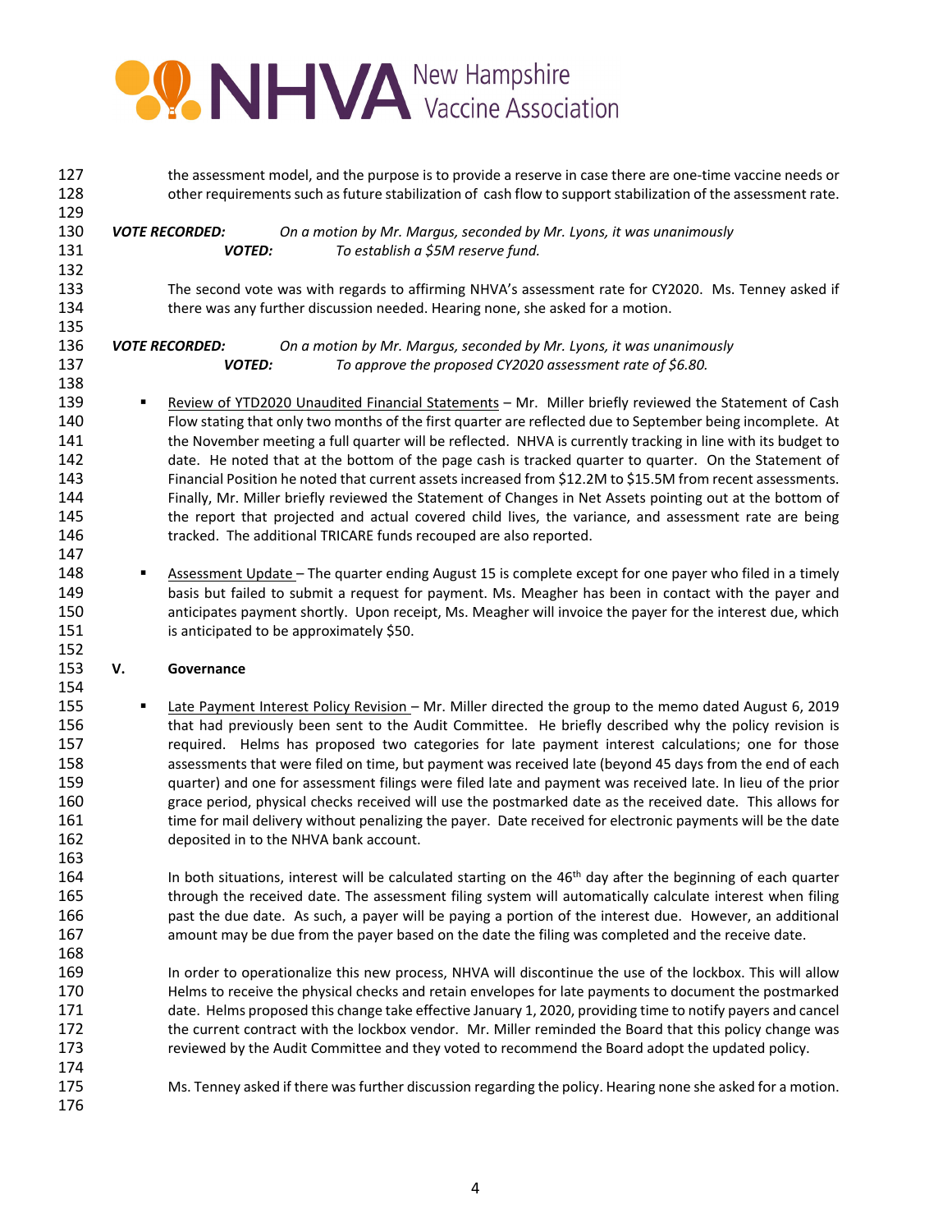the assessment model, and the purpose is to provide a reserve in case there are one-time vaccine needs or other requirements such as future stabilization of cash flow to support stabilization of the assessment rate.

***VOTE RECORDED:*** *On a motion by Mr. Margus, seconded by Mr. Lyons, it was unanimously*
***VOTED:*** *To establish a $5M reserve fund.*

The second vote was with regards to affirming NHVA's assessment rate for CY2020. Ms. Tenney asked if there was any further discussion needed. Hearing none, she asked for a motion.

***VOTE RECORDED:*** *On a motion by Mr. Margus, seconded by Mr. Lyons, it was unanimously*
***VOTED:*** *To approve the proposed CY2020 assessment rate of $6.80.*

- Review of YTD2020 Unaudited Financial Statements – Mr. Miller briefly reviewed the Statement of Cash Flow stating that only two months of the first quarter are reflected due to September being incomplete. At the November meeting a full quarter will be reflected. NHVA is currently tracking in line with its budget to date. He noted that at the bottom of the page cash is tracked quarter to quarter. On the Statement of Financial Position he noted that current assets increased from $12.2M to $15.5M from recent assessments. Finally, Mr. Miller briefly reviewed the Statement of Changes in Net Assets pointing out at the bottom of the report that projected and actual covered child lives, the variance, and assessment rate are being tracked. The additional TRICARE funds recouped are also reported.

- Assessment Update – The quarter ending August 15 is complete except for one payer who filed in a timely basis but failed to submit a request for payment. Ms. Meagher has been in contact with the payer and anticipates payment shortly. Upon receipt, Ms. Meagher will invoice the payer for the interest due, which is anticipated to be approximately $50.

## V. Governance

- Late Payment Interest Policy Revision – Mr. Miller directed the group to the memo dated August 6, 2019 that had previously been sent to the Audit Committee. He briefly described why the policy revision is required. Helms has proposed two categories for late payment interest calculations; one for those assessments that were filed on time, but payment was received late (beyond 45 days from the end of each quarter) and one for assessment filings were filed late and payment was received late. In lieu of the prior grace period, physical checks received will use the postmarked date as the received date. This allows for time for mail delivery without penalizing the payer. Date received for electronic payments will be the date deposited in to the NHVA bank account.

  In both situations, interest will be calculated starting on the 46th day after the beginning of each quarter through the received date. The assessment filing system will automatically calculate interest when filing past the due date. As such, a payer will be paying a portion of the interest due. However, an additional amount may be due from the payer based on the date the filing was completed and the receive date.

  In order to operationalize this new process, NHVA will discontinue the use of the lockbox. This will allow Helms to receive the physical checks and retain envelopes for late payments to document the postmarked date. Helms proposed this change take effective January 1, 2020, providing time to notify payers and cancel the current contract with the lockbox vendor. Mr. Miller reminded the Board that this policy change was reviewed by the Audit Committee and they voted to recommend the Board adopt the updated policy.

  Ms. Tenney asked if there was further discussion regarding the policy. Hearing none she asked for a motion.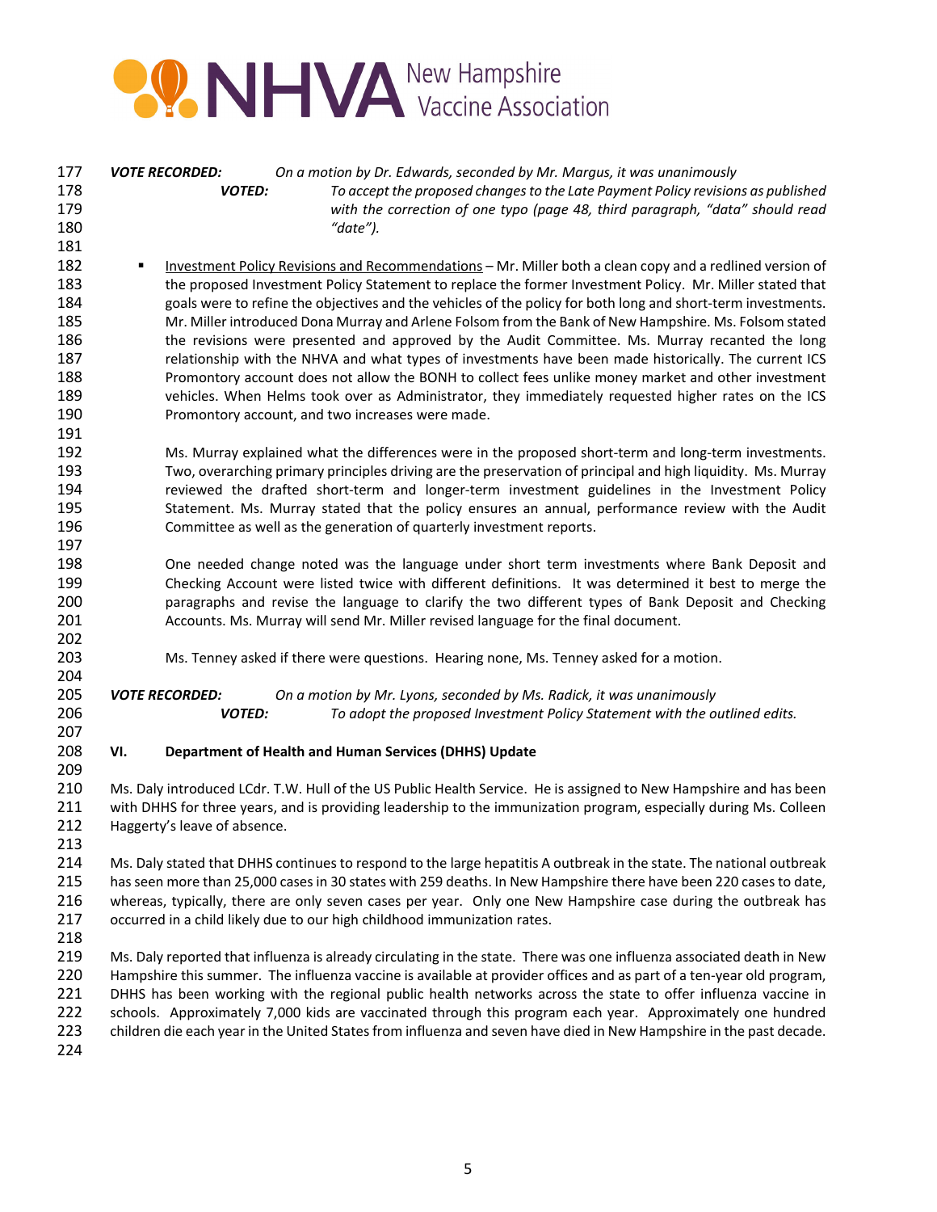**VOTE RECORDED:** *On a motion by Dr. Edwards, seconded by Mr. Margus, it was unanimously*

**VOTED:** *To accept the proposed changes to the Late Payment Policy revisions as published with the correction of one typo (page 48, third paragraph, "data" should read "date").*

- Investment Policy Revisions and Recommendations – Mr. Miller both a clean copy and a redlined version of the proposed Investment Policy Statement to replace the former Investment Policy. Mr. Miller stated that goals were to refine the objectives and the vehicles of the policy for both long and short-term investments. Mr. Miller introduced Dona Murray and Arlene Folsom from the Bank of New Hampshire. Ms. Folsom stated the revisions were presented and approved by the Audit Committee. Ms. Murray recanted the long relationship with the NHVA and what types of investments have been made historically. The current ICS Promontory account does not allow the BONH to collect fees unlike money market and other investment vehicles. When Helms took over as Administrator, they immediately requested higher rates on the ICS Promontory account, and two increases were made.

  Ms. Murray explained what the differences were in the proposed short-term and long-term investments. Two, overarching primary principles driving are the preservation of principal and high liquidity. Ms. Murray reviewed the drafted short-term and longer-term investment guidelines in the Investment Policy Statement. Ms. Murray stated that the policy ensures an annual, performance review with the Audit Committee as well as the generation of quarterly investment reports.

  One needed change noted was the language under short term investments where Bank Deposit and Checking Account were listed twice with different definitions. It was determined it best to merge the paragraphs and revise the language to clarify the two different types of Bank Deposit and Checking Accounts. Ms. Murray will send Mr. Miller revised language for the final document.

  Ms. Tenney asked if there were questions. Hearing none, Ms. Tenney asked for a motion.

**VOTE RECORDED:** *On a motion by Mr. Lyons, seconded by Ms. Radick, it was unanimously*

**VOTED:** *To adopt the proposed Investment Policy Statement with the outlined edits.*

## VI. Department of Health and Human Services (DHHS) Update

Ms. Daly introduced LCdr. T.W. Hull of the US Public Health Service. He is assigned to New Hampshire and has been with DHHS for three years, and is providing leadership to the immunization program, especially during Ms. Colleen Haggerty's leave of absence.

Ms. Daly stated that DHHS continues to respond to the large hepatitis A outbreak in the state. The national outbreak has seen more than 25,000 cases in 30 states with 259 deaths. In New Hampshire there have been 220 cases to date, whereas, typically, there are only seven cases per year. Only one New Hampshire case during the outbreak has occurred in a child likely due to our high childhood immunization rates.

Ms. Daly reported that influenza is already circulating in the state. There was one influenza associated death in New Hampshire this summer. The influenza vaccine is available at provider offices and as part of a ten-year old program, DHHS has been working with the regional public health networks across the state to offer influenza vaccine in schools. Approximately 7,000 kids are vaccinated through this program each year. Approximately one hundred children die each year in the United States from influenza and seven have died in New Hampshire in the past decade.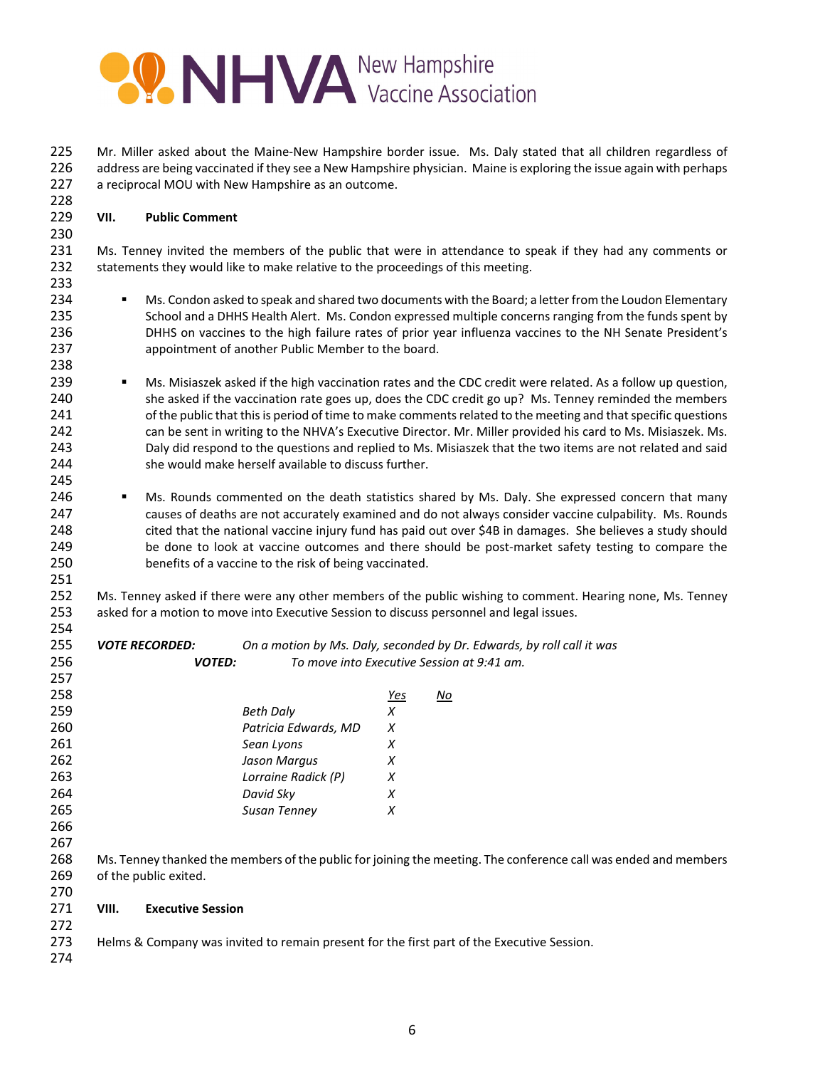Mr. Miller asked about the Maine-New Hampshire border issue. Ms. Daly stated that all children regardless of address are being vaccinated if they see a New Hampshire physician. Maine is exploring the issue again with perhaps a reciprocal MOU with New Hampshire as an outcome.

## VII. Public Comment

Ms. Tenney invited the members of the public that were in attendance to speak if they had any comments or statements they would like to make relative to the proceedings of this meeting.

- Ms. Condon asked to speak and shared two documents with the Board; a letter from the Loudon Elementary School and a DHHS Health Alert. Ms. Condon expressed multiple concerns ranging from the funds spent by DHHS on vaccines to the high failure rates of prior year influenza vaccines to the NH Senate President's appointment of another Public Member to the board.

- Ms. Misiaszek asked if the high vaccination rates and the CDC credit were related. As a follow up question, she asked if the vaccination rate goes up, does the CDC credit go up? Ms. Tenney reminded the members of the public that this is period of time to make comments related to the meeting and that specific questions can be sent in writing to the NHVA's Executive Director. Mr. Miller provided his card to Ms. Misiaszek. Ms. Daly did respond to the questions and replied to Ms. Misiaszek that the two items are not related and said she would make herself available to discuss further.

- Ms. Rounds commented on the death statistics shared by Ms. Daly. She expressed concern that many causes of deaths are not accurately examined and do not always consider vaccine culpability. Ms. Rounds cited that the national vaccine injury fund has paid out over $4B in damages. She believes a study should be done to look at vaccine outcomes and there should be post-market safety testing to compare the benefits of a vaccine to the risk of being vaccinated.

Ms. Tenney asked if there were any other members of the public wishing to comment. Hearing none, Ms. Tenney asked for a motion to move into Executive Session to discuss personnel and legal issues.

***VOTE RECORDED:*** *On a motion by Ms. Daly, seconded by Dr. Edwards, by roll call it was*
***VOTED:*** *To move into Executive Session at 9:41 am.*

| | Yes | No |
|---|---|---|
| *Beth Daly* | X | |
| *Patricia Edwards, MD* | X | |
| *Sean Lyons* | X | |
| *Jason Margus* | X | |
| *Lorraine Radick (P)* | X | |
| *David Sky* | X | |
| *Susan Tenney* | X | |

Ms. Tenney thanked the members of the public for joining the meeting. The conference call was ended and members of the public exited.

## VIII. Executive Session

Helms & Company was invited to remain present for the first part of the Executive Session.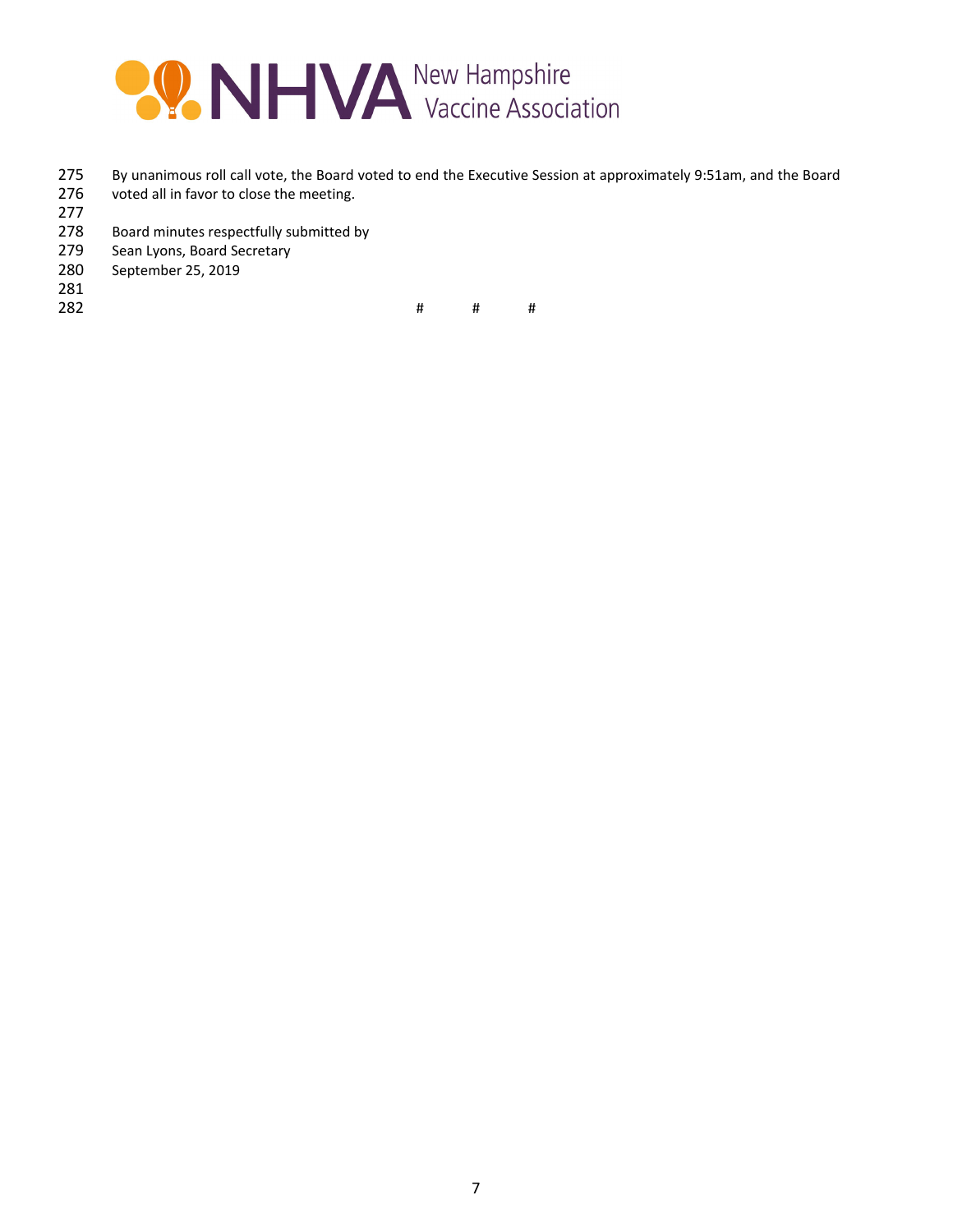By unanimous roll call vote, the Board voted to end the Executive Session at approximately 9:51am, and the Board voted all in favor to close the meeting.

Board minutes respectfully submitted by
Sean Lyons, Board Secretary
September 25, 2019

# # #